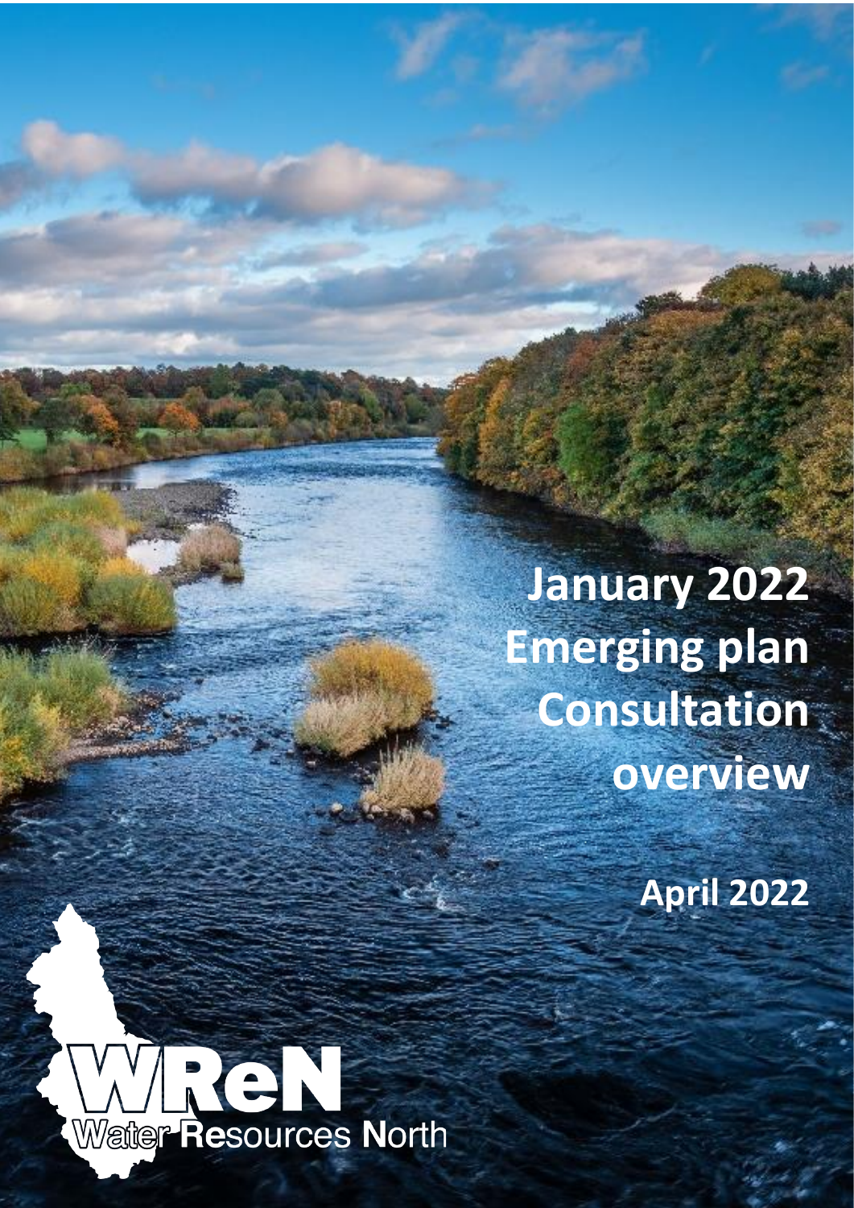# January 2022 Emerging plan Consultation overview

**April 2022**

WReN
Water Resources North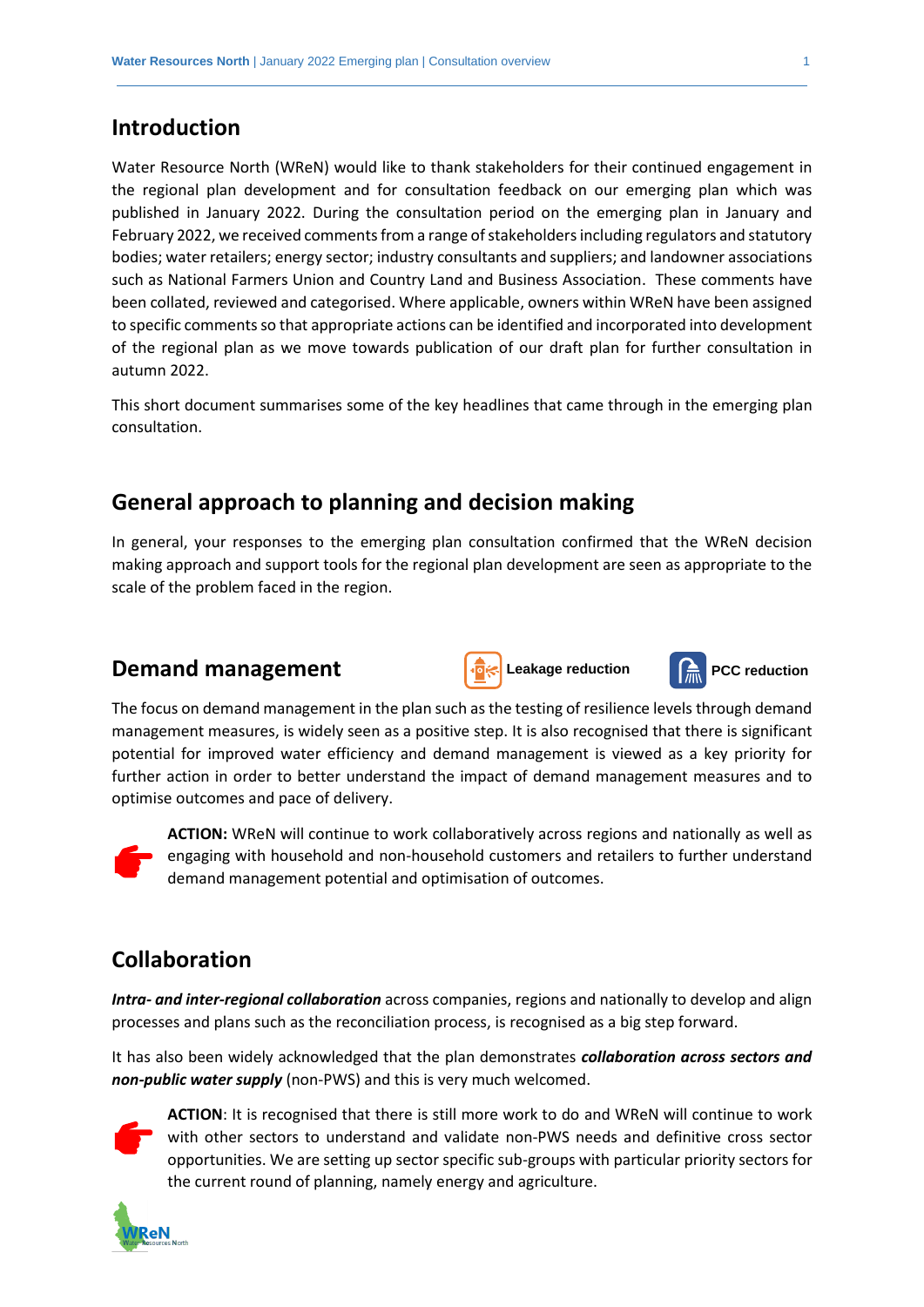## Introduction

Water Resource North (WReN) would like to thank stakeholders for their continued engagement in the regional plan development and for consultation feedback on our emerging plan which was published in January 2022. During the consultation period on the emerging plan in January and February 2022, we received comments from a range of stakeholders including regulators and statutory bodies; water retailers; energy sector; industry consultants and suppliers; and landowner associations such as National Farmers Union and Country Land and Business Association. These comments have been collated, reviewed and categorised. Where applicable, owners within WReN have been assigned to specific comments so that appropriate actions can be identified and incorporated into development of the regional plan as we move towards publication of our draft plan for further consultation in autumn 2022.

This short document summarises some of the key headlines that came through in the emerging plan consultation.

## General approach to planning and decision making

In general, your responses to the emerging plan consultation confirmed that the WReN decision making approach and support tools for the regional plan development are seen as appropriate to the scale of the problem faced in the region.

## Demand management

**Leakage reduction** **PCC reduction**

The focus on demand management in the plan such as the testing of resilience levels through demand management measures, is widely seen as a positive step. It is also recognised that there is significant potential for improved water efficiency and demand management is viewed as a key priority for further action in order to better understand the impact of demand management measures and to optimise outcomes and pace of delivery.

**ACTION:** WReN will continue to work collaboratively across regions and nationally as well as engaging with household and non-household customers and retailers to further understand demand management potential and optimisation of outcomes.

## Collaboration

***Intra- and inter-regional collaboration*** across companies, regions and nationally to develop and align processes and plans such as the reconciliation process, is recognised as a big step forward.

It has also been widely acknowledged that the plan demonstrates ***collaboration across sectors and non-public water supply*** (non-PWS) and this is very much welcomed.

**ACTION**: It is recognised that there is still more work to do and WReN will continue to work with other sectors to understand and validate non-PWS needs and definitive cross sector opportunities. We are setting up sector specific sub-groups with particular priority sectors for the current round of planning, namely energy and agriculture.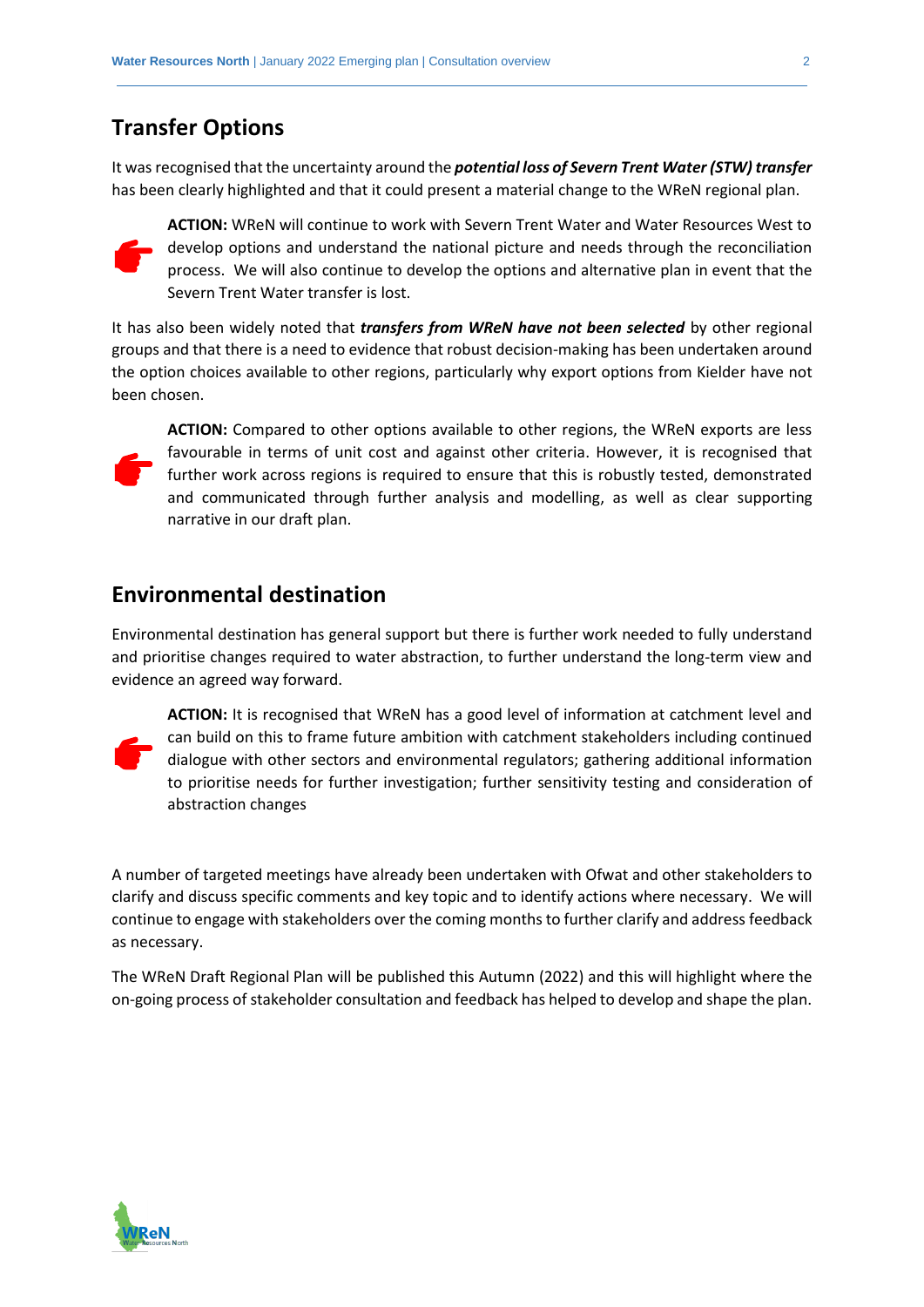## Transfer Options

It was recognised that the uncertainty around the ***potential loss of Severn Trent Water (STW) transfer*** has been clearly highlighted and that it could present a material change to the WReN regional plan.

**ACTION:** WReN will continue to work with Severn Trent Water and Water Resources West to develop options and understand the national picture and needs through the reconciliation process. We will also continue to develop the options and alternative plan in event that the Severn Trent Water transfer is lost.

It has also been widely noted that ***transfers from WReN have not been selected*** by other regional groups and that there is a need to evidence that robust decision-making has been undertaken around the option choices available to other regions, particularly why export options from Kielder have not been chosen.

**ACTION:** Compared to other options available to other regions, the WReN exports are less favourable in terms of unit cost and against other criteria. However, it is recognised that further work across regions is required to ensure that this is robustly tested, demonstrated and communicated through further analysis and modelling, as well as clear supporting narrative in our draft plan.

## Environmental destination

Environmental destination has general support but there is further work needed to fully understand and prioritise changes required to water abstraction, to further understand the long-term view and evidence an agreed way forward.

**ACTION:** It is recognised that WReN has a good level of information at catchment level and can build on this to frame future ambition with catchment stakeholders including continued dialogue with other sectors and environmental regulators; gathering additional information to prioritise needs for further investigation; further sensitivity testing and consideration of abstraction changes

A number of targeted meetings have already been undertaken with Ofwat and other stakeholders to clarify and discuss specific comments and key topic and to identify actions where necessary. We will continue to engage with stakeholders over the coming months to further clarify and address feedback as necessary.

The WReN Draft Regional Plan will be published this Autumn (2022) and this will highlight where the on-going process of stakeholder consultation and feedback has helped to develop and shape the plan.